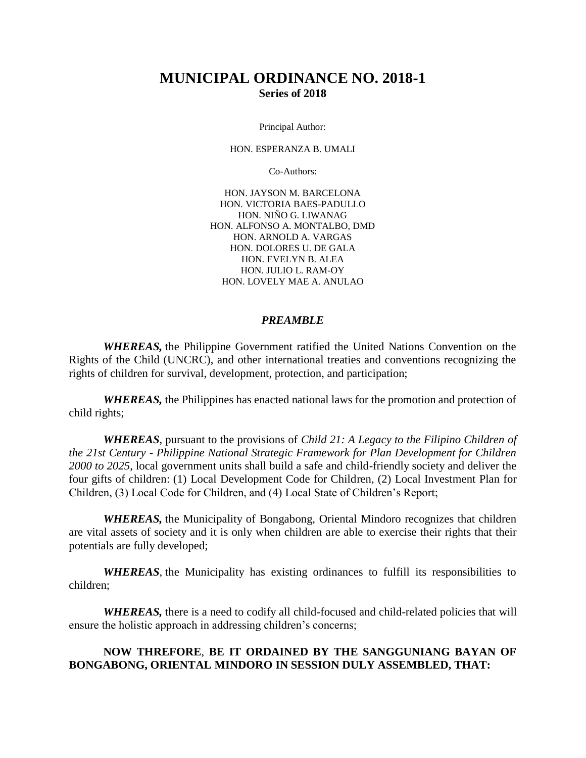# MUNICIPAL ORDINANCE NO. 2018-1

**Series of 2018**

Principal Author:

HON. ESPERANZA B. UMALI

Co-Authors:

HON. JAYSON M. BARCELONA
HON. VICTORIA BAES-PADULLO
HON. NIÑO G. LIWANAG
HON. ALFONSO A. MONTALBO, DMD
HON. ARNOLD A. VARGAS
HON. DOLORES U. DE GALA
HON. EVELYN B. ALEA
HON. JULIO L. RAM-OY
HON. LOVELY MAE A. ANULAO

## *PREAMBLE*

***WHEREAS,*** the Philippine Government ratified the United Nations Convention on the Rights of the Child (UNCRC), and other international treaties and conventions recognizing the rights of children for survival, development, protection, and participation;

***WHEREAS,*** the Philippines has enacted national laws for the promotion and protection of child rights;

***WHEREAS***, pursuant to the provisions of *Child 21: A Legacy to the Filipino Children of the 21st Century - Philippine National Strategic Framework for Plan Development for Children 2000 to 2025*, local government units shall build a safe and child-friendly society and deliver the four gifts of children: (1) Local Development Code for Children, (2) Local Investment Plan for Children, (3) Local Code for Children, and (4) Local State of Children's Report;

***WHEREAS,*** the Municipality of Bongabong, Oriental Mindoro recognizes that children are vital assets of society and it is only when children are able to exercise their rights that their potentials are fully developed;

***WHEREAS***, the Municipality has existing ordinances to fulfill its responsibilities to children;

***WHEREAS,*** there is a need to codify all child-focused and child-related policies that will ensure the holistic approach in addressing children's concerns;

**NOW THREFORE**, **BE IT ORDAINED BY THE SANGGUNIANG BAYAN OF BONGABONG, ORIENTAL MINDORO IN SESSION DULY ASSEMBLED, THAT:**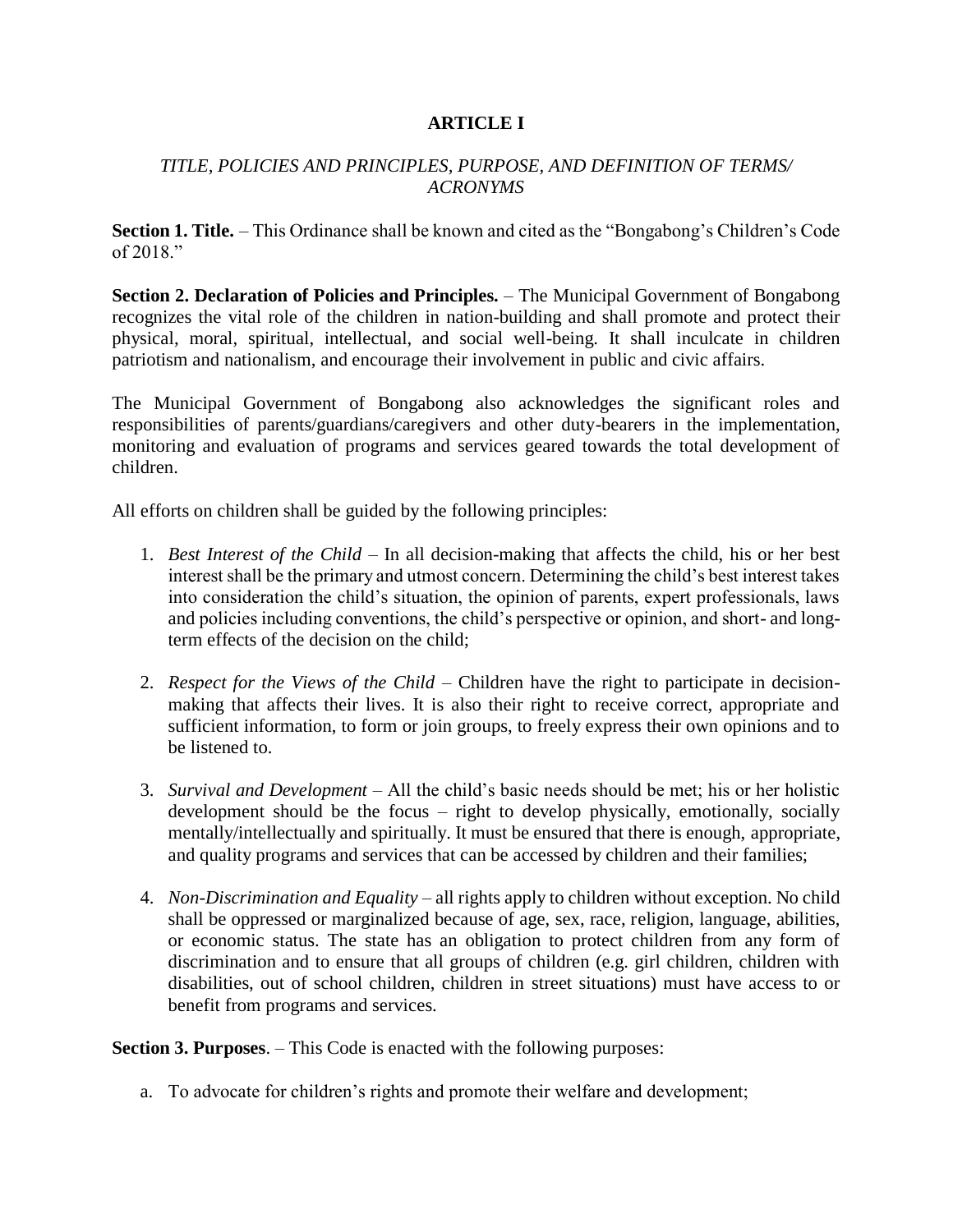## ARTICLE I

### *TITLE, POLICIES AND PRINCIPLES, PURPOSE, AND DEFINITION OF TERMS/ ACRONYMS*

**Section 1. Title.** – This Ordinance shall be known and cited as the "Bongabong's Children's Code of 2018."

**Section 2. Declaration of Policies and Principles.** – The Municipal Government of Bongabong recognizes the vital role of the children in nation-building and shall promote and protect their physical, moral, spiritual, intellectual, and social well-being. It shall inculcate in children patriotism and nationalism, and encourage their involvement in public and civic affairs.

The Municipal Government of Bongabong also acknowledges the significant roles and responsibilities of parents/guardians/caregivers and other duty-bearers in the implementation, monitoring and evaluation of programs and services geared towards the total development of children.

All efforts on children shall be guided by the following principles:

1. *Best Interest of the Child* – In all decision-making that affects the child, his or her best interest shall be the primary and utmost concern. Determining the child's best interest takes into consideration the child's situation, the opinion of parents, expert professionals, laws and policies including conventions, the child's perspective or opinion, and short- and long-term effects of the decision on the child;

2. *Respect for the Views of the Child* – Children have the right to participate in decision-making that affects their lives. It is also their right to receive correct, appropriate and sufficient information, to form or join groups, to freely express their own opinions and to be listened to.

3. *Survival and Development* – All the child's basic needs should be met; his or her holistic development should be the focus – right to develop physically, emotionally, socially mentally/intellectually and spiritually. It must be ensured that there is enough, appropriate, and quality programs and services that can be accessed by children and their families;

4. *Non-Discrimination and Equality* – all rights apply to children without exception. No child shall be oppressed or marginalized because of age, sex, race, religion, language, abilities, or economic status. The state has an obligation to protect children from any form of discrimination and to ensure that all groups of children (e.g. girl children, children with disabilities, out of school children, children in street situations) must have access to or benefit from programs and services.

**Section 3. Purposes**. – This Code is enacted with the following purposes:

a. To advocate for children's rights and promote their welfare and development;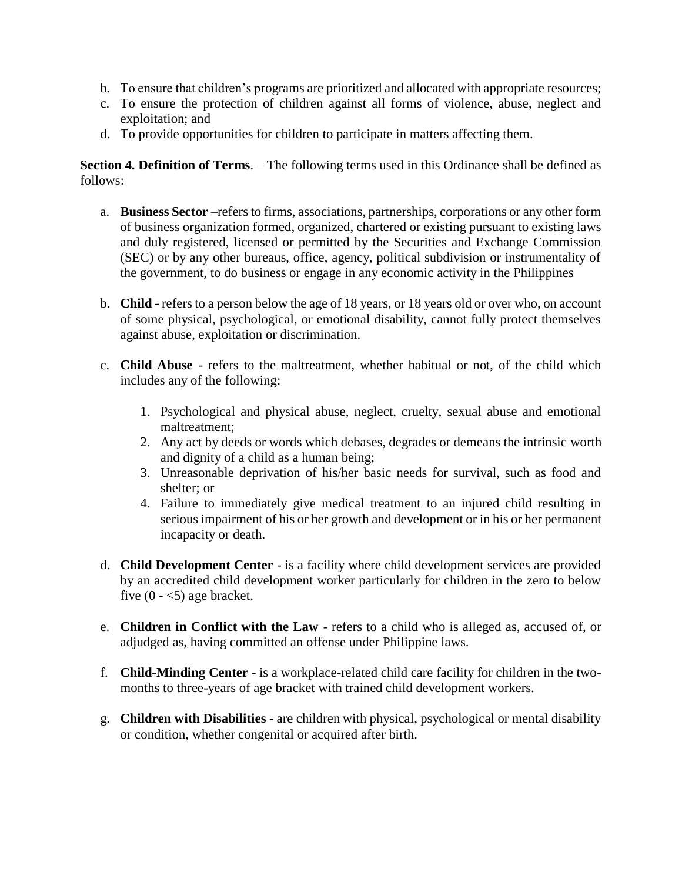b. To ensure that children's programs are prioritized and allocated with appropriate resources;
c. To ensure the protection of children against all forms of violence, abuse, neglect and exploitation; and
d. To provide opportunities for children to participate in matters affecting them.

**Section 4. Definition of Terms**. – The following terms used in this Ordinance shall be defined as follows:

a. **Business Sector** –refers to firms, associations, partnerships, corporations or any other form of business organization formed, organized, chartered or existing pursuant to existing laws and duly registered, licensed or permitted by the Securities and Exchange Commission (SEC) or by any other bureaus, office, agency, political subdivision or instrumentality of the government, to do business or engage in any economic activity in the Philippines

b. **Child** - refers to a person below the age of 18 years, or 18 years old or over who, on account of some physical, psychological, or emotional disability, cannot fully protect themselves against abuse, exploitation or discrimination.

c. **Child Abuse** - refers to the maltreatment, whether habitual or not, of the child which includes any of the following:

    1. Psychological and physical abuse, neglect, cruelty, sexual abuse and emotional maltreatment;
    2. Any act by deeds or words which debases, degrades or demeans the intrinsic worth and dignity of a child as a human being;
    3. Unreasonable deprivation of his/her basic needs for survival, such as food and shelter; or
    4. Failure to immediately give medical treatment to an injured child resulting in serious impairment of his or her growth and development or in his or her permanent incapacity or death.

d. **Child Development Center** - is a facility where child development services are provided by an accredited child development worker particularly for children in the zero to below five (0 - <5) age bracket.

e. **Children in Conflict with the Law** - refers to a child who is alleged as, accused of, or adjudged as, having committed an offense under Philippine laws.

f. **Child-Minding Center** - is a workplace-related child care facility for children in the two-months to three-years of age bracket with trained child development workers.

g. **Children with Disabilities** - are children with physical, psychological or mental disability or condition, whether congenital or acquired after birth.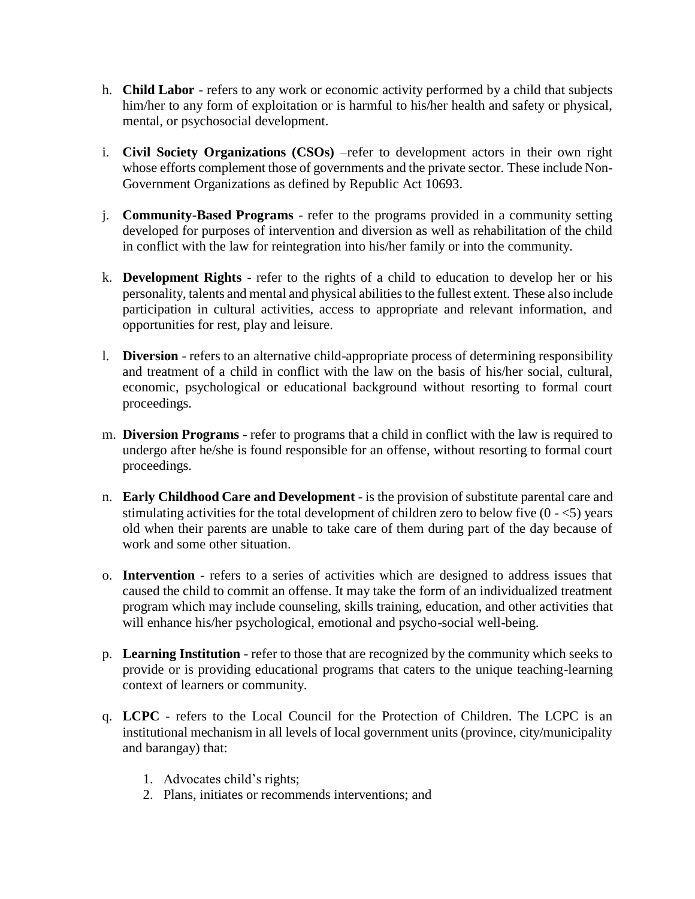h. **Child Labor** - refers to any work or economic activity performed by a child that subjects him/her to any form of exploitation or is harmful to his/her health and safety or physical, mental, or psychosocial development.

i. **Civil Society Organizations (CSOs)** –refer to development actors in their own right whose efforts complement those of governments and the private sector. These include Non-Government Organizations as defined by Republic Act 10693.

j. **Community-Based Programs** - refer to the programs provided in a community setting developed for purposes of intervention and diversion as well as rehabilitation of the child in conflict with the law for reintegration into his/her family or into the community.

k. **Development Rights** - refer to the rights of a child to education to develop her or his personality, talents and mental and physical abilities to the fullest extent. These also include participation in cultural activities, access to appropriate and relevant information, and opportunities for rest, play and leisure.

l. **Diversion** - refers to an alternative child-appropriate process of determining responsibility and treatment of a child in conflict with the law on the basis of his/her social, cultural, economic, psychological or educational background without resorting to formal court proceedings.

m. **Diversion Programs** - refer to programs that a child in conflict with the law is required to undergo after he/she is found responsible for an offense, without resorting to formal court proceedings.

n. **Early Childhood Care and Development** - is the provision of substitute parental care and stimulating activities for the total development of children zero to below five (0 - <5) years old when their parents are unable to take care of them during part of the day because of work and some other situation.

o. **Intervention** - refers to a series of activities which are designed to address issues that caused the child to commit an offense. It may take the form of an individualized treatment program which may include counseling, skills training, education, and other activities that will enhance his/her psychological, emotional and psycho-social well-being.

p. **Learning Institution** - refer to those that are recognized by the community which seeks to provide or is providing educational programs that caters to the unique teaching-learning context of learners or community.

q. **LCPC** - refers to the Local Council for the Protection of Children. The LCPC is an institutional mechanism in all levels of local government units (province, city/municipality and barangay) that:

   1. Advocates child's rights;
   2. Plans, initiates or recommends interventions; and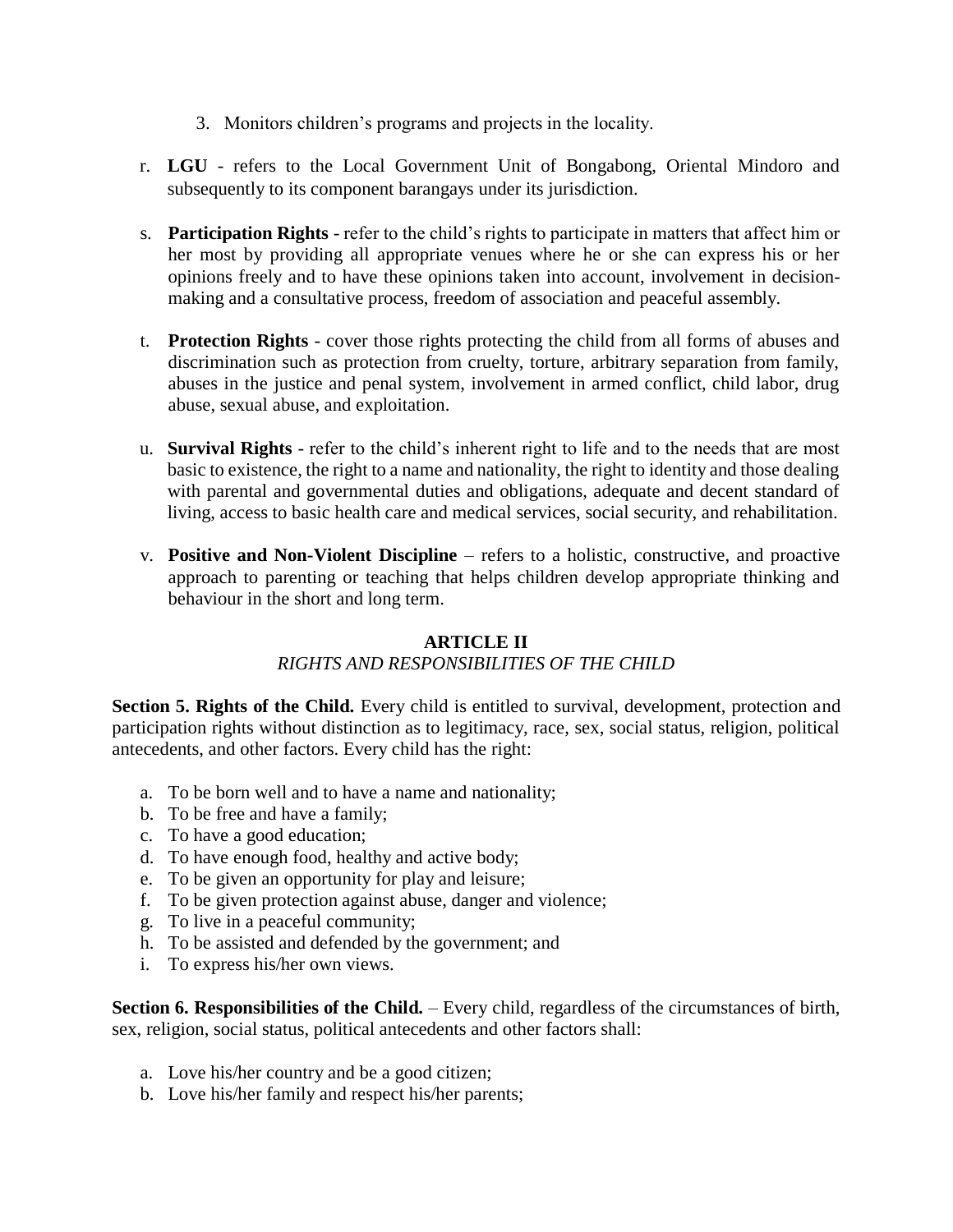3. Monitors children's programs and projects in the locality.

r. **LGU** - refers to the Local Government Unit of Bongabong, Oriental Mindoro and subsequently to its component barangays under its jurisdiction.

s. **Participation Rights** - refer to the child's rights to participate in matters that affect him or her most by providing all appropriate venues where he or she can express his or her opinions freely and to have these opinions taken into account, involvement in decision-making and a consultative process, freedom of association and peaceful assembly.

t. **Protection Rights** - cover those rights protecting the child from all forms of abuses and discrimination such as protection from cruelty, torture, arbitrary separation from family, abuses in the justice and penal system, involvement in armed conflict, child labor, drug abuse, sexual abuse, and exploitation.

u. **Survival Rights** - refer to the child's inherent right to life and to the needs that are most basic to existence, the right to a name and nationality, the right to identity and those dealing with parental and governmental duties and obligations, adequate and decent standard of living, access to basic health care and medical services, social security, and rehabilitation.

v. **Positive and Non-Violent Discipline** – refers to a holistic, constructive, and proactive approach to parenting or teaching that helps children develop appropriate thinking and behaviour in the short and long term.

## ARTICLE II

*RIGHTS AND RESPONSIBILITIES OF THE CHILD*

**Section 5. Rights of the Child.** Every child is entitled to survival, development, protection and participation rights without distinction as to legitimacy, race, sex, social status, religion, political antecedents, and other factors. Every child has the right:

a. To be born well and to have a name and nationality;
b. To be free and have a family;
c. To have a good education;
d. To have enough food, healthy and active body;
e. To be given an opportunity for play and leisure;
f. To be given protection against abuse, danger and violence;
g. To live in a peaceful community;
h. To be assisted and defended by the government; and
i. To express his/her own views.

**Section 6. Responsibilities of the Child.** – Every child, regardless of the circumstances of birth, sex, religion, social status, political antecedents and other factors shall:

a. Love his/her country and be a good citizen;
b. Love his/her family and respect his/her parents;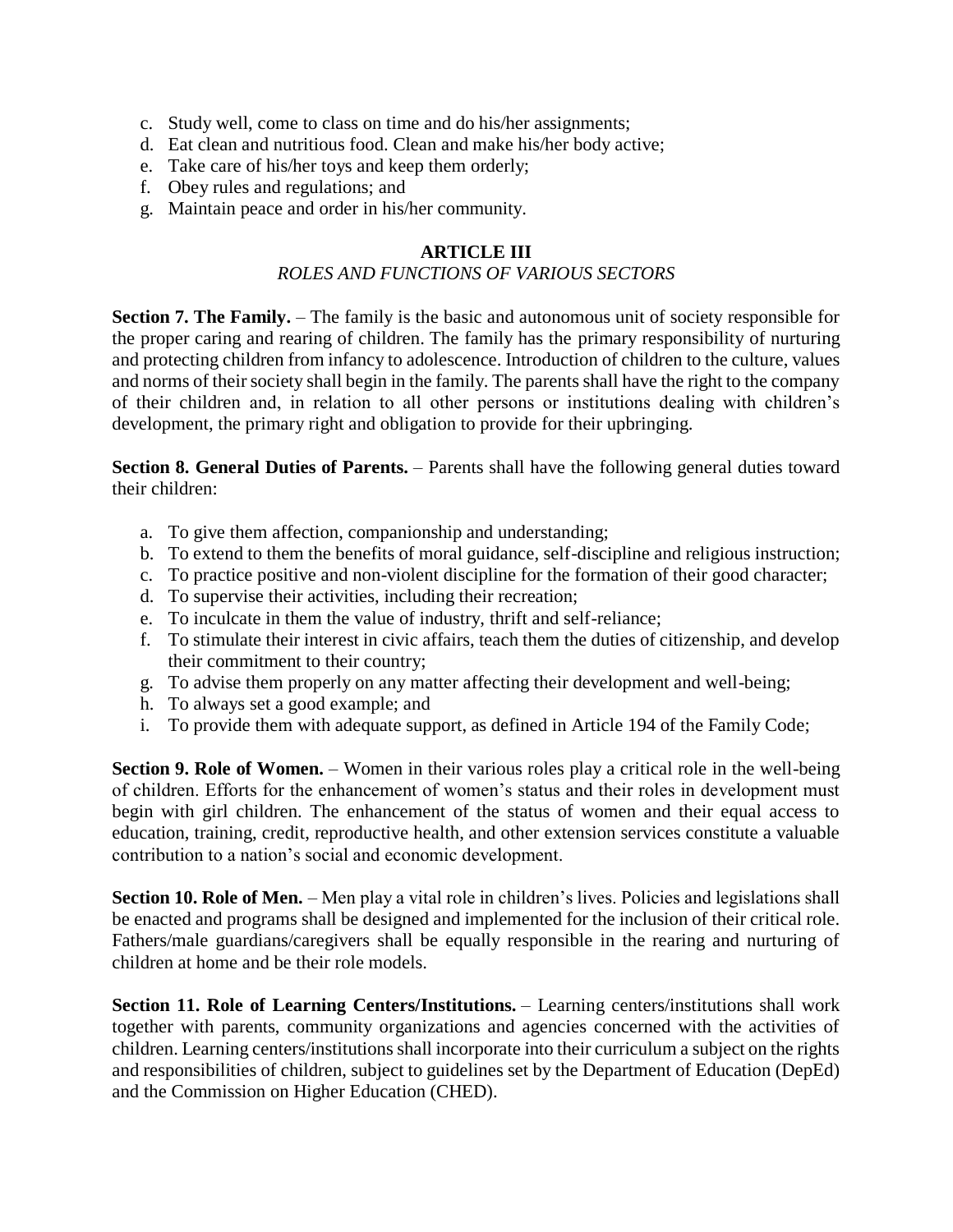c. Study well, come to class on time and do his/her assignments;
d. Eat clean and nutritious food. Clean and make his/her body active;
e. Take care of his/her toys and keep them orderly;
f. Obey rules and regulations; and
g. Maintain peace and order in his/her community.

## ARTICLE III

### *ROLES AND FUNCTIONS OF VARIOUS SECTORS*

**Section 7. The Family.** – The family is the basic and autonomous unit of society responsible for the proper caring and rearing of children. The family has the primary responsibility of nurturing and protecting children from infancy to adolescence. Introduction of children to the culture, values and norms of their society shall begin in the family. The parents shall have the right to the company of their children and, in relation to all other persons or institutions dealing with children's development, the primary right and obligation to provide for their upbringing.

**Section 8. General Duties of Parents.** – Parents shall have the following general duties toward their children:

a. To give them affection, companionship and understanding;
b. To extend to them the benefits of moral guidance, self-discipline and religious instruction;
c. To practice positive and non-violent discipline for the formation of their good character;
d. To supervise their activities, including their recreation;
e. To inculcate in them the value of industry, thrift and self-reliance;
f. To stimulate their interest in civic affairs, teach them the duties of citizenship, and develop their commitment to their country;
g. To advise them properly on any matter affecting their development and well-being;
h. To always set a good example; and
i. To provide them with adequate support, as defined in Article 194 of the Family Code;

**Section 9. Role of Women.** – Women in their various roles play a critical role in the well-being of children. Efforts for the enhancement of women's status and their roles in development must begin with girl children. The enhancement of the status of women and their equal access to education, training, credit, reproductive health, and other extension services constitute a valuable contribution to a nation's social and economic development.

**Section 10. Role of Men.** – Men play a vital role in children's lives. Policies and legislations shall be enacted and programs shall be designed and implemented for the inclusion of their critical role. Fathers/male guardians/caregivers shall be equally responsible in the rearing and nurturing of children at home and be their role models.

**Section 11. Role of Learning Centers/Institutions.** – Learning centers/institutions shall work together with parents, community organizations and agencies concerned with the activities of children. Learning centers/institutions shall incorporate into their curriculum a subject on the rights and responsibilities of children, subject to guidelines set by the Department of Education (DepEd) and the Commission on Higher Education (CHED).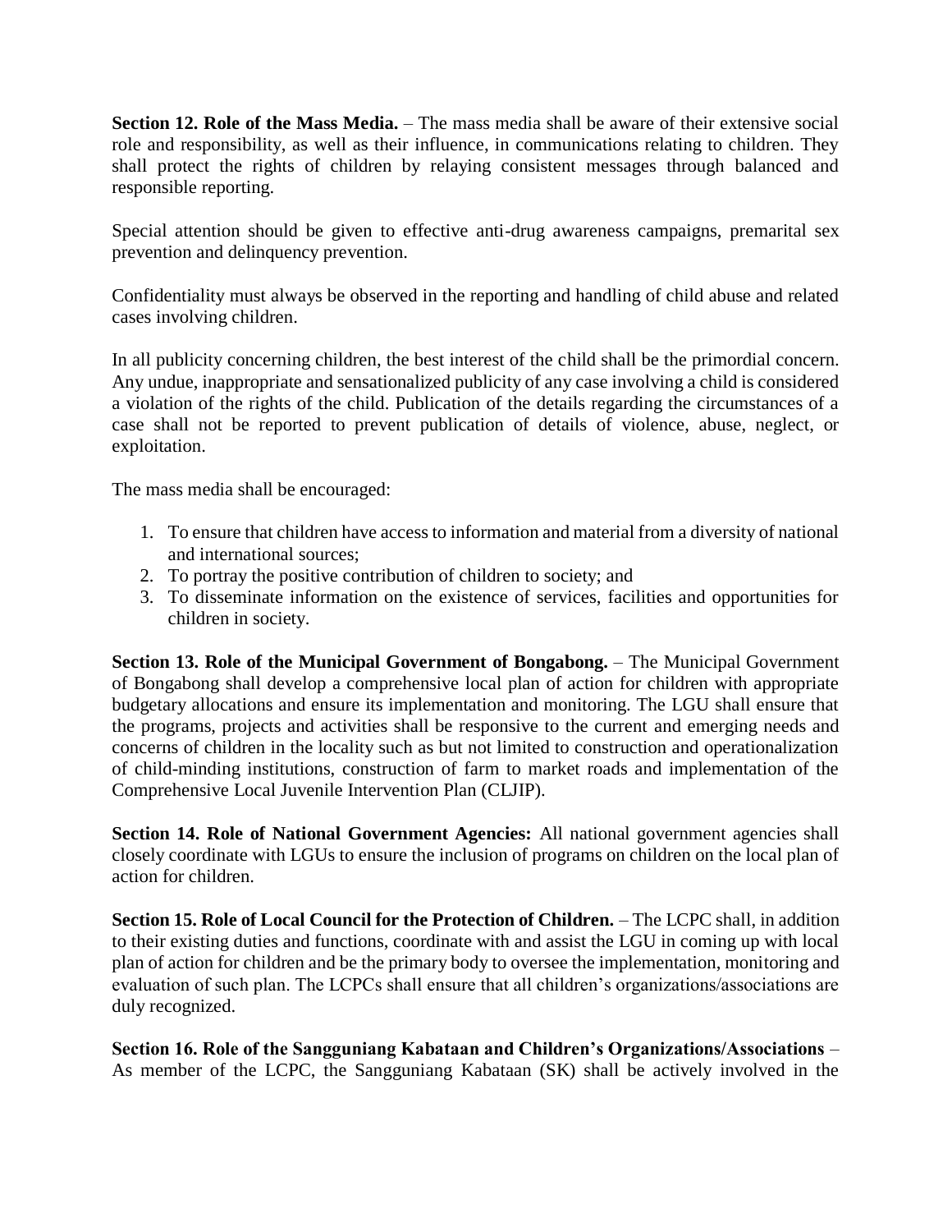**Section 12. Role of the Mass Media.** – The mass media shall be aware of their extensive social role and responsibility, as well as their influence, in communications relating to children. They shall protect the rights of children by relaying consistent messages through balanced and responsible reporting.

Special attention should be given to effective anti-drug awareness campaigns, premarital sex prevention and delinquency prevention.

Confidentiality must always be observed in the reporting and handling of child abuse and related cases involving children.

In all publicity concerning children, the best interest of the child shall be the primordial concern. Any undue, inappropriate and sensationalized publicity of any case involving a child is considered a violation of the rights of the child. Publication of the details regarding the circumstances of a case shall not be reported to prevent publication of details of violence, abuse, neglect, or exploitation.

The mass media shall be encouraged:

1. To ensure that children have access to information and material from a diversity of national and international sources;
2. To portray the positive contribution of children to society; and
3. To disseminate information on the existence of services, facilities and opportunities for children in society.

**Section 13. Role of the Municipal Government of Bongabong.** – The Municipal Government of Bongabong shall develop a comprehensive local plan of action for children with appropriate budgetary allocations and ensure its implementation and monitoring. The LGU shall ensure that the programs, projects and activities shall be responsive to the current and emerging needs and concerns of children in the locality such as but not limited to construction and operationalization of child-minding institutions, construction of farm to market roads and implementation of the Comprehensive Local Juvenile Intervention Plan (CLJIP).

**Section 14. Role of National Government Agencies:** All national government agencies shall closely coordinate with LGUs to ensure the inclusion of programs on children on the local plan of action for children.

**Section 15. Role of Local Council for the Protection of Children.** – The LCPC shall, in addition to their existing duties and functions, coordinate with and assist the LGU in coming up with local plan of action for children and be the primary body to oversee the implementation, monitoring and evaluation of such plan. The LCPCs shall ensure that all children's organizations/associations are duly recognized.

**Section 16. Role of the Sangguniang Kabataan and Children's Organizations/Associations** – As member of the LCPC, the Sangguniang Kabataan (SK) shall be actively involved in the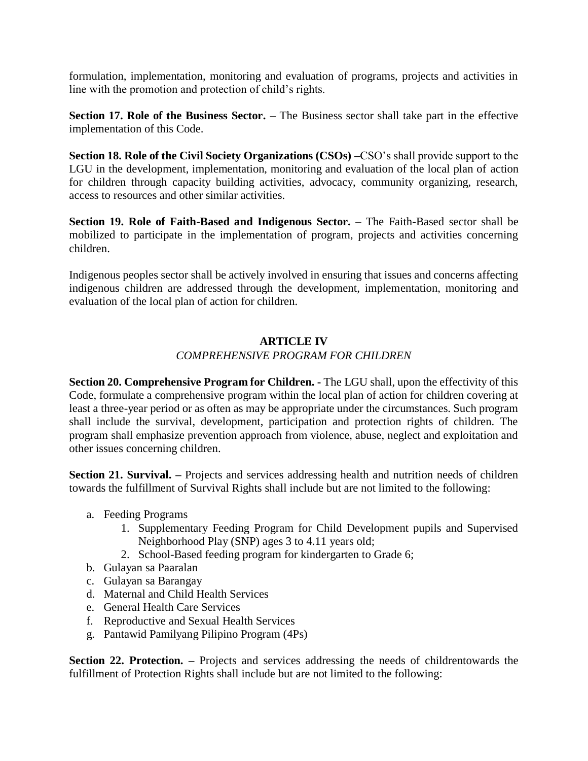formulation, implementation, monitoring and evaluation of programs, projects and activities in line with the promotion and protection of child's rights.

**Section 17. Role of the Business Sector.** – The Business sector shall take part in the effective implementation of this Code.

**Section 18. Role of the Civil Society Organizations (CSOs) –**CSO's shall provide support to the LGU in the development, implementation, monitoring and evaluation of the local plan of action for children through capacity building activities, advocacy, community organizing, research, access to resources and other similar activities.

**Section 19. Role of Faith-Based and Indigenous Sector.** – The Faith-Based sector shall be mobilized to participate in the implementation of program, projects and activities concerning children.

Indigenous peoples sector shall be actively involved in ensuring that issues and concerns affecting indigenous children are addressed through the development, implementation, monitoring and evaluation of the local plan of action for children.

## ARTICLE IV

### *COMPREHENSIVE PROGRAM FOR CHILDREN*

**Section 20. Comprehensive Program for Children. -** The LGU shall, upon the effectivity of this Code, formulate a comprehensive program within the local plan of action for children covering at least a three-year period or as often as may be appropriate under the circumstances. Such program shall include the survival, development, participation and protection rights of children. The program shall emphasize prevention approach from violence, abuse, neglect and exploitation and other issues concerning children.

**Section 21. Survival. –** Projects and services addressing health and nutrition needs of children towards the fulfillment of Survival Rights shall include but are not limited to the following:

a. Feeding Programs
    1. Supplementary Feeding Program for Child Development pupils and Supervised Neighborhood Play (SNP) ages 3 to 4.11 years old;
    2. School-Based feeding program for kindergarten to Grade 6;
b. Gulayan sa Paaralan
c. Gulayan sa Barangay
d. Maternal and Child Health Services
e. General Health Care Services
f. Reproductive and Sexual Health Services
g. Pantawid Pamilyang Pilipino Program (4Ps)

**Section 22. Protection. –** Projects and services addressing the needs of childrentowards the fulfillment of Protection Rights shall include but are not limited to the following: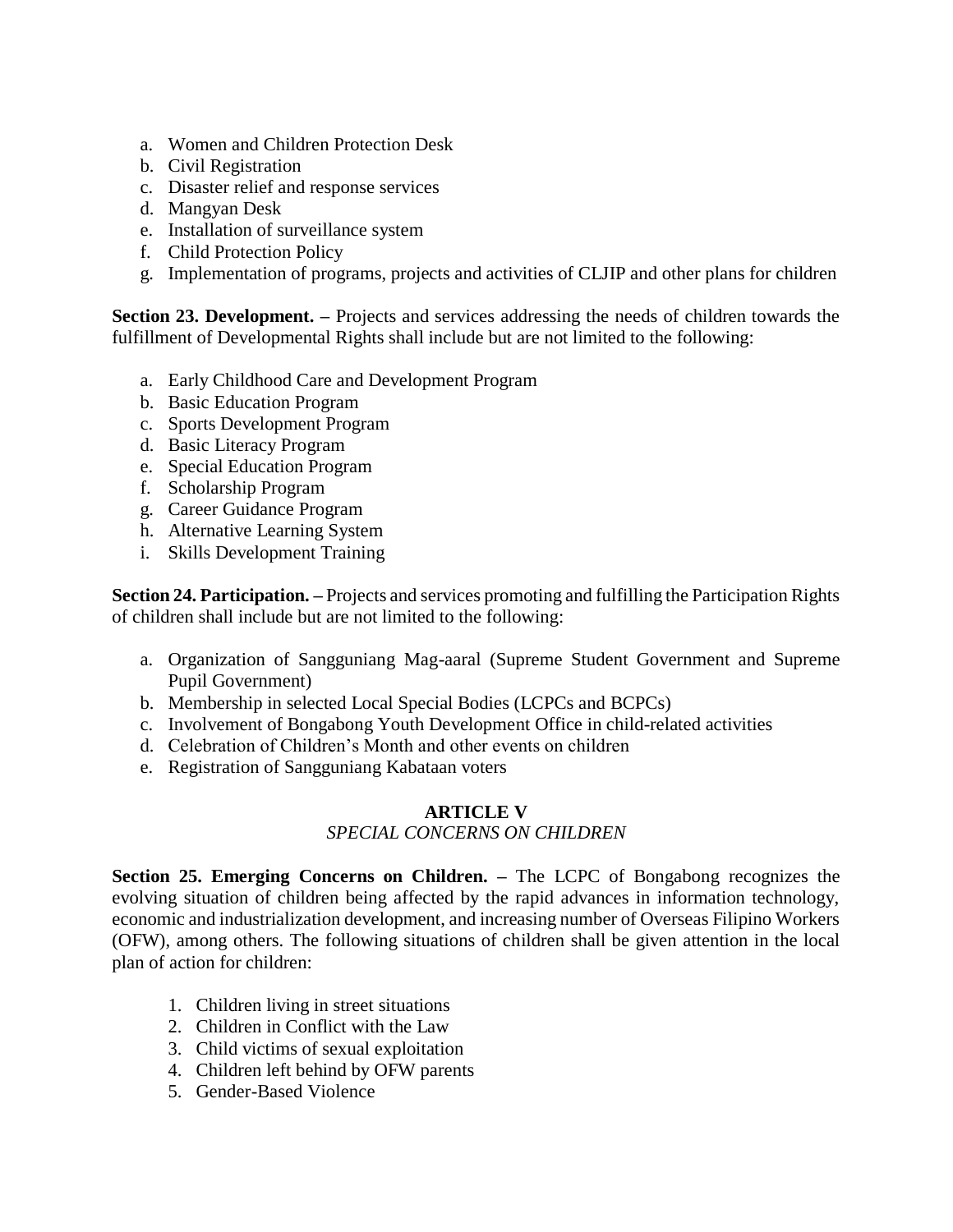a. Women and Children Protection Desk
b. Civil Registration
c. Disaster relief and response services
d. Mangyan Desk
e. Installation of surveillance system
f. Child Protection Policy
g. Implementation of programs, projects and activities of CLJIP and other plans for children

**Section 23. Development. –** Projects and services addressing the needs of children towards the fulfillment of Developmental Rights shall include but are not limited to the following:

a. Early Childhood Care and Development Program
b. Basic Education Program
c. Sports Development Program
d. Basic Literacy Program
e. Special Education Program
f. Scholarship Program
g. Career Guidance Program
h. Alternative Learning System
i. Skills Development Training

**Section 24. Participation. –** Projects and services promoting and fulfilling the Participation Rights of children shall include but are not limited to the following:

a. Organization of Sangguniang Mag-aaral (Supreme Student Government and Supreme Pupil Government)
b. Membership in selected Local Special Bodies (LCPCs and BCPCs)
c. Involvement of Bongabong Youth Development Office in child-related activities
d. Celebration of Children's Month and other events on children
e. Registration of Sangguniang Kabataan voters

## ARTICLE V
*SPECIAL CONCERNS ON CHILDREN*

**Section 25. Emerging Concerns on Children. –** The LCPC of Bongabong recognizes the evolving situation of children being affected by the rapid advances in information technology, economic and industrialization development, and increasing number of Overseas Filipino Workers (OFW), among others. The following situations of children shall be given attention in the local plan of action for children:

1. Children living in street situations
2. Children in Conflict with the Law
3. Child victims of sexual exploitation
4. Children left behind by OFW parents
5. Gender-Based Violence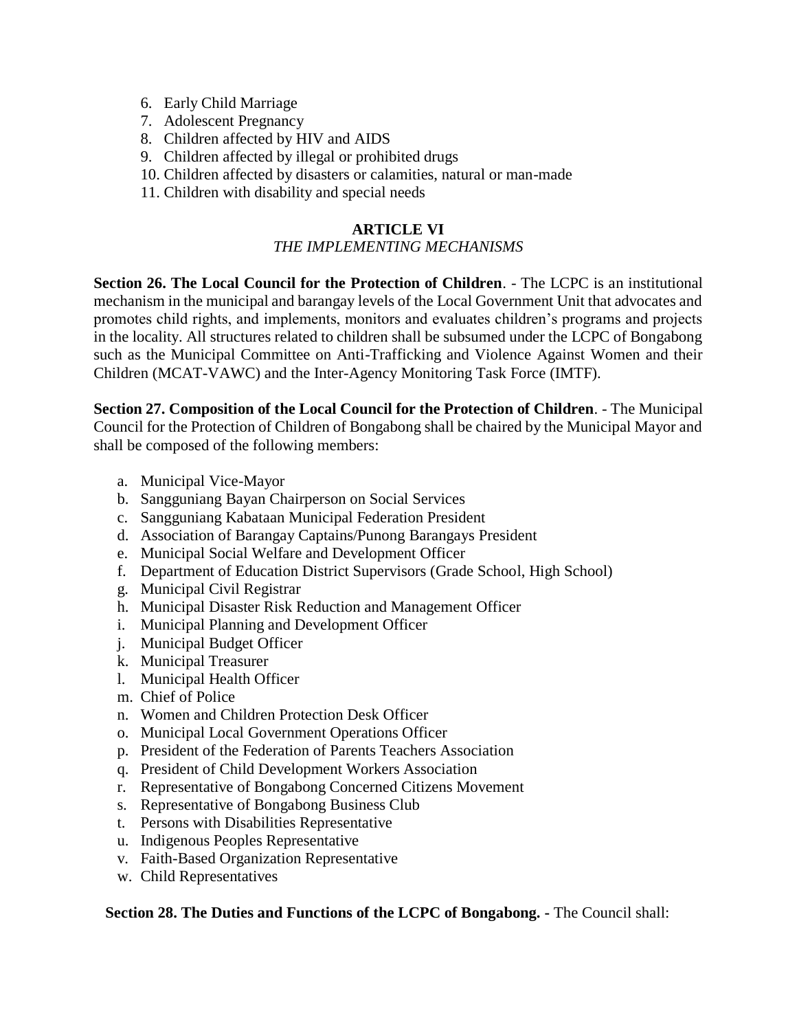6. Early Child Marriage
7. Adolescent Pregnancy
8. Children affected by HIV and AIDS
9. Children affected by illegal or prohibited drugs
10. Children affected by disasters or calamities, natural or man-made
11. Children with disability and special needs

## ARTICLE VI
### *THE IMPLEMENTING MECHANISMS*

**Section 26. The Local Council for the Protection of Children**. - The LCPC is an institutional mechanism in the municipal and barangay levels of the Local Government Unit that advocates and promotes child rights, and implements, monitors and evaluates children's programs and projects in the locality. All structures related to children shall be subsumed under the LCPC of Bongabong such as the Municipal Committee on Anti-Trafficking and Violence Against Women and their Children (MCAT-VAWC) and the Inter-Agency Monitoring Task Force (IMTF).

**Section 27. Composition of the Local Council for the Protection of Children**. - The Municipal Council for the Protection of Children of Bongabong shall be chaired by the Municipal Mayor and shall be composed of the following members:

a. Municipal Vice-Mayor
b. Sangguniang Bayan Chairperson on Social Services
c. Sangguniang Kabataan Municipal Federation President
d. Association of Barangay Captains/Punong Barangays President
e. Municipal Social Welfare and Development Officer
f. Department of Education District Supervisors (Grade School, High School)
g. Municipal Civil Registrar
h. Municipal Disaster Risk Reduction and Management Officer
i. Municipal Planning and Development Officer
j. Municipal Budget Officer
k. Municipal Treasurer
l. Municipal Health Officer
m. Chief of Police
n. Women and Children Protection Desk Officer
o. Municipal Local Government Operations Officer
p. President of the Federation of Parents Teachers Association
q. President of Child Development Workers Association
r. Representative of Bongabong Concerned Citizens Movement
s. Representative of Bongabong Business Club
t. Persons with Disabilities Representative
u. Indigenous Peoples Representative
v. Faith-Based Organization Representative
w. Child Representatives

**Section 28. The Duties and Functions of the LCPC of Bongabong. -** The Council shall: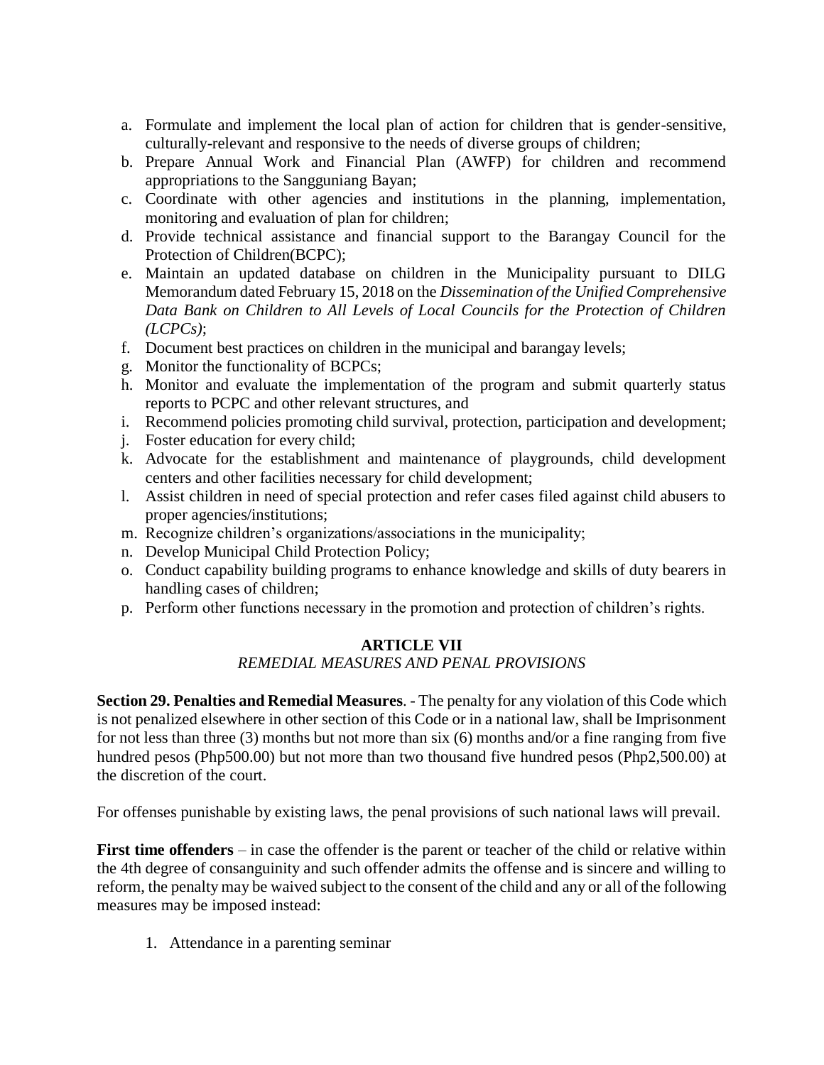a. Formulate and implement the local plan of action for children that is gender-sensitive, culturally-relevant and responsive to the needs of diverse groups of children;
b. Prepare Annual Work and Financial Plan (AWFP) for children and recommend appropriations to the Sangguniang Bayan;
c. Coordinate with other agencies and institutions in the planning, implementation, monitoring and evaluation of plan for children;
d. Provide technical assistance and financial support to the Barangay Council for the Protection of Children(BCPC);
e. Maintain an updated database on children in the Municipality pursuant to DILG Memorandum dated February 15, 2018 on the *Dissemination of the Unified Comprehensive Data Bank on Children to All Levels of Local Councils for the Protection of Children (LCPCs)*;
f. Document best practices on children in the municipal and barangay levels;
g. Monitor the functionality of BCPCs;
h. Monitor and evaluate the implementation of the program and submit quarterly status reports to PCPC and other relevant structures, and
i. Recommend policies promoting child survival, protection, participation and development;
j. Foster education for every child;
k. Advocate for the establishment and maintenance of playgrounds, child development centers and other facilities necessary for child development;
l. Assist children in need of special protection and refer cases filed against child abusers to proper agencies/institutions;
m. Recognize children's organizations/associations in the municipality;
n. Develop Municipal Child Protection Policy;
o. Conduct capability building programs to enhance knowledge and skills of duty bearers in handling cases of children;
p. Perform other functions necessary in the promotion and protection of children's rights.

## ARTICLE VII
### *REMEDIAL MEASURES AND PENAL PROVISIONS*

**Section 29. Penalties and Remedial Measures**. - The penalty for any violation of this Code which is not penalized elsewhere in other section of this Code or in a national law, shall be Imprisonment for not less than three (3) months but not more than six (6) months and/or a fine ranging from five hundred pesos (Php500.00) but not more than two thousand five hundred pesos (Php2,500.00) at the discretion of the court.

For offenses punishable by existing laws, the penal provisions of such national laws will prevail.

**First time offenders** – in case the offender is the parent or teacher of the child or relative within the 4th degree of consanguinity and such offender admits the offense and is sincere and willing to reform, the penalty may be waived subject to the consent of the child and any or all of the following measures may be imposed instead:

1. Attendance in a parenting seminar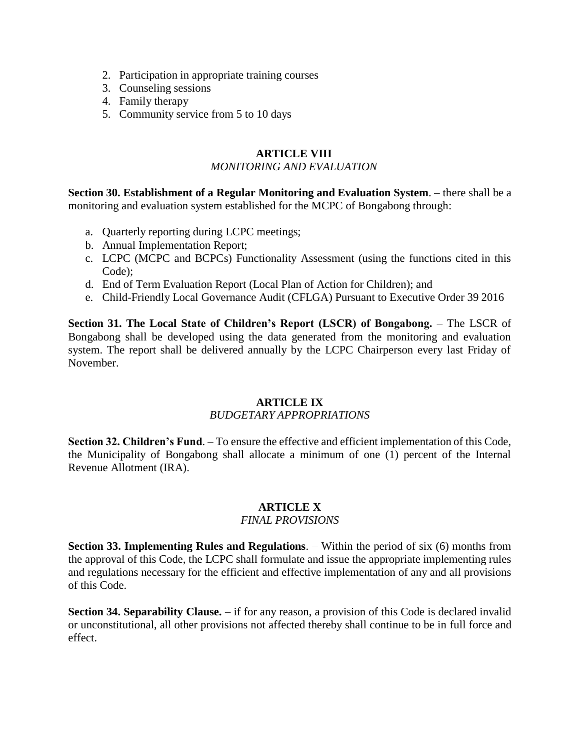2. Participation in appropriate training courses
3. Counseling sessions
4. Family therapy
5. Community service from 5 to 10 days

## ARTICLE VIII
*MONITORING AND EVALUATION*

**Section 30. Establishment of a Regular Monitoring and Evaluation System**. – there shall be a monitoring and evaluation system established for the MCPC of Bongabong through:

a. Quarterly reporting during LCPC meetings;
b. Annual Implementation Report;
c. LCPC (MCPC and BCPCs) Functionality Assessment (using the functions cited in this Code);
d. End of Term Evaluation Report (Local Plan of Action for Children); and
e. Child-Friendly Local Governance Audit (CFLGA) Pursuant to Executive Order 39 2016

**Section 31. The Local State of Children's Report (LSCR) of Bongabong.** – The LSCR of Bongabong shall be developed using the data generated from the monitoring and evaluation system. The report shall be delivered annually by the LCPC Chairperson every last Friday of November.

## ARTICLE IX
*BUDGETARY APPROPRIATIONS*

**Section 32. Children's Fund**. – To ensure the effective and efficient implementation of this Code, the Municipality of Bongabong shall allocate a minimum of one (1) percent of the Internal Revenue Allotment (IRA).

## ARTICLE X
*FINAL PROVISIONS*

**Section 33. Implementing Rules and Regulations**. – Within the period of six (6) months from the approval of this Code, the LCPC shall formulate and issue the appropriate implementing rules and regulations necessary for the efficient and effective implementation of any and all provisions of this Code.

**Section 34. Separability Clause.** – if for any reason, a provision of this Code is declared invalid or unconstitutional, all other provisions not affected thereby shall continue to be in full force and effect.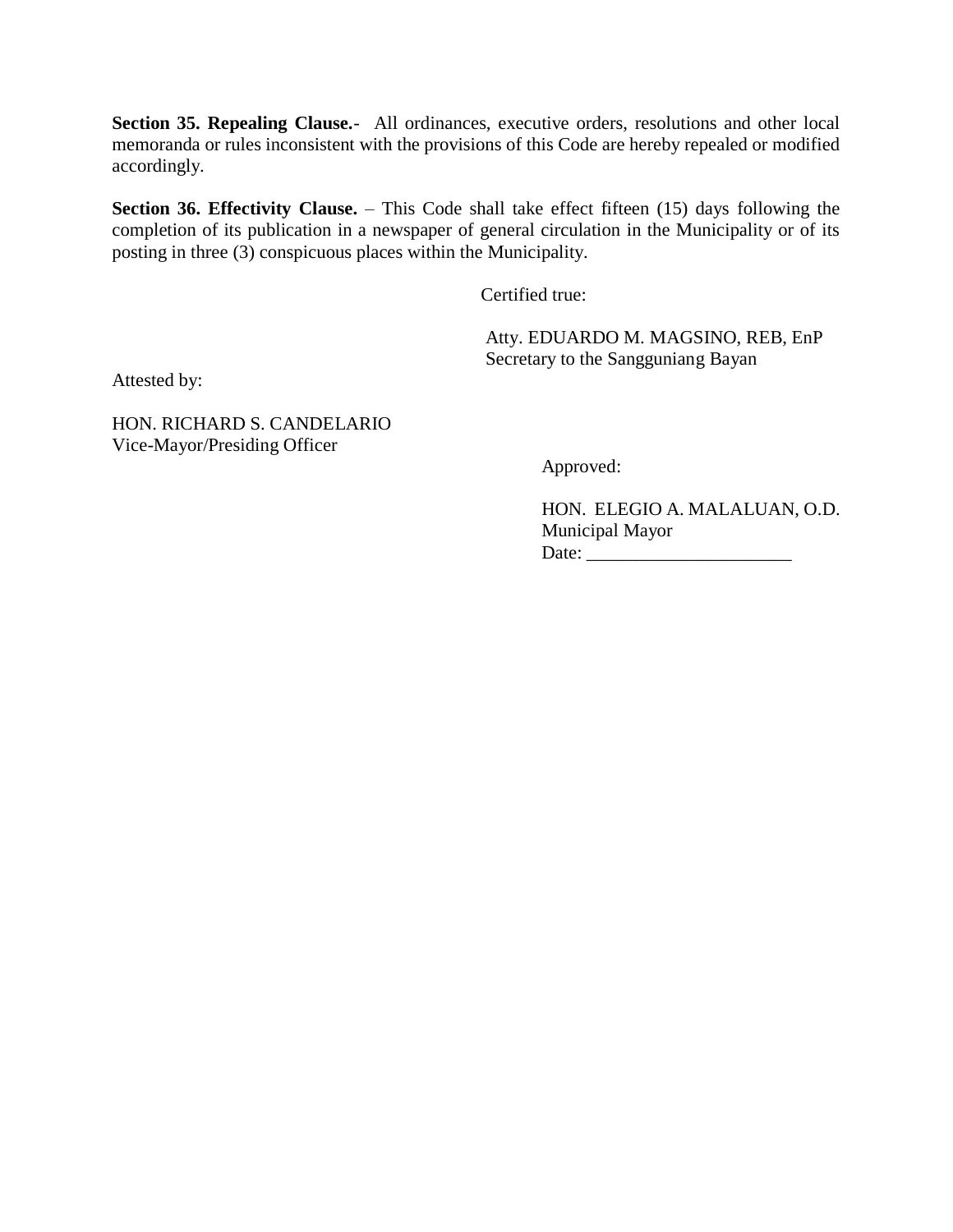**Section 35. Repealing Clause.**- All ordinances, executive orders, resolutions and other local memoranda or rules inconsistent with the provisions of this Code are hereby repealed or modified accordingly.

**Section 36. Effectivity Clause.** – This Code shall take effect fifteen (15) days following the completion of its publication in a newspaper of general circulation in the Municipality or of its posting in three (3) conspicuous places within the Municipality.

Certified true:

Atty. EDUARDO M. MAGSINO, REB, EnP
Secretary to the Sangguniang Bayan

Attested by:

HON. RICHARD S. CANDELARIO
Vice-Mayor/Presiding Officer

Approved:

HON. ELEGIO A. MALALUAN, O.D.
Municipal Mayor
Date: ______________________